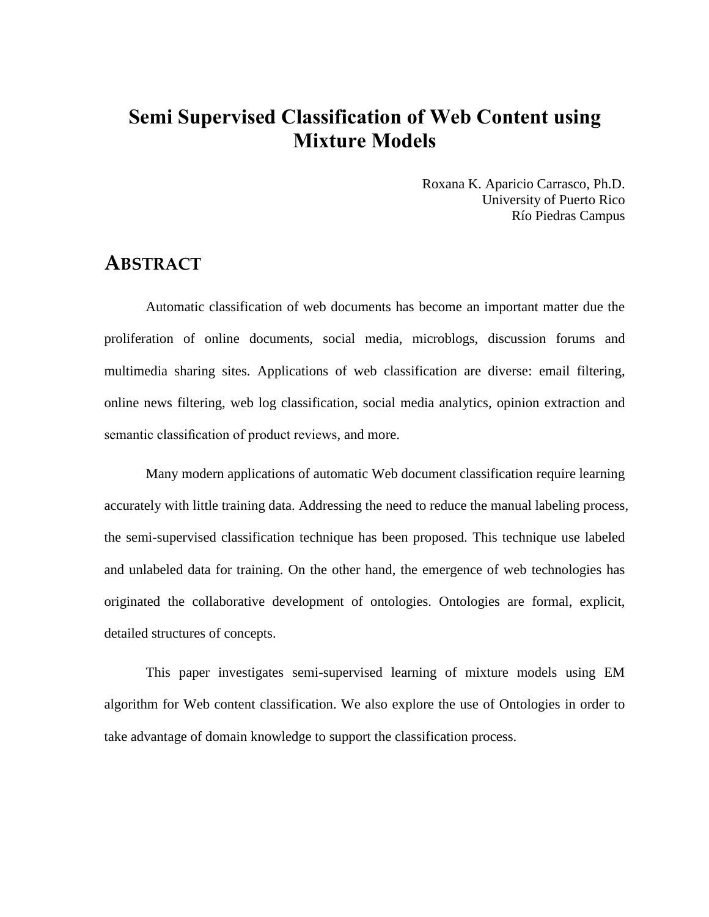# Semi Supervised Classification of Web Content using Mixture Models

Roxana K. Aparicio Carrasco, Ph.D.
University of Puerto Rico
Río Piedras Campus

## ABSTRACT

Automatic classification of web documents has become an important matter due the proliferation of online documents, social media, microblogs, discussion forums and multimedia sharing sites. Applications of web classification are diverse: email filtering, online news filtering, web log classification, social media analytics, opinion extraction and semantic classification of product reviews, and more.

Many modern applications of automatic Web document classification require learning accurately with little training data. Addressing the need to reduce the manual labeling process, the semi-supervised classification technique has been proposed. This technique use labeled and unlabeled data for training. On the other hand, the emergence of web technologies has originated the collaborative development of ontologies. Ontologies are formal, explicit, detailed structures of concepts.

This paper investigates semi-supervised learning of mixture models using EM algorithm for Web content classification. We also explore the use of Ontologies in order to take advantage of domain knowledge to support the classification process.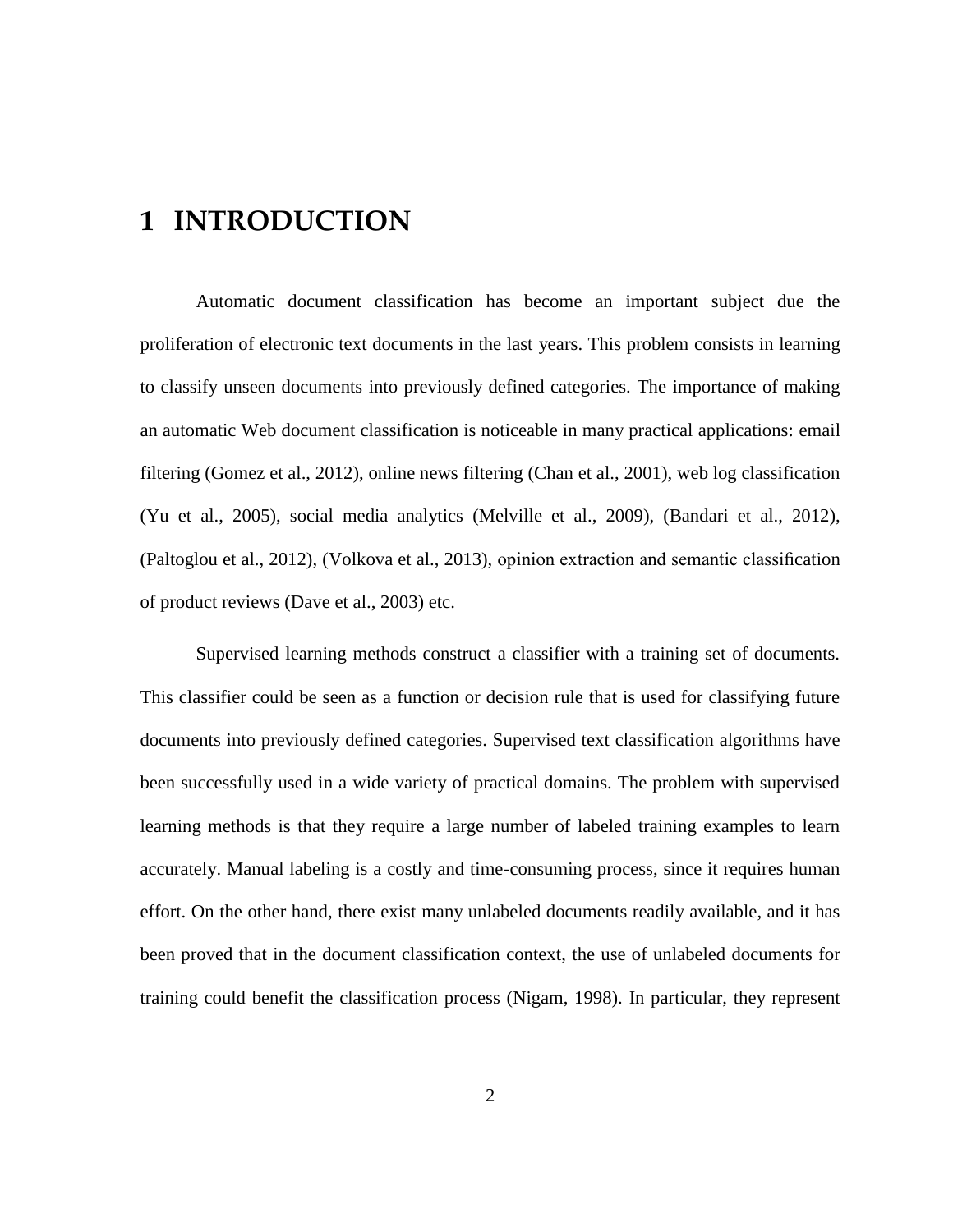# 1 INTRODUCTION

Automatic document classification has become an important subject due the proliferation of electronic text documents in the last years. This problem consists in learning to classify unseen documents into previously defined categories. The importance of making an automatic Web document classification is noticeable in many practical applications: email filtering (Gomez et al., 2012), online news filtering (Chan et al., 2001), web log classification (Yu et al., 2005), social media analytics (Melville et al., 2009), (Bandari et al., 2012), (Paltoglou et al., 2012), (Volkova et al., 2013), opinion extraction and semantic classification of product reviews (Dave et al., 2003) etc.

Supervised learning methods construct a classifier with a training set of documents. This classifier could be seen as a function or decision rule that is used for classifying future documents into previously defined categories. Supervised text classification algorithms have been successfully used in a wide variety of practical domains. The problem with supervised learning methods is that they require a large number of labeled training examples to learn accurately. Manual labeling is a costly and time-consuming process, since it requires human effort. On the other hand, there exist many unlabeled documents readily available, and it has been proved that in the document classification context, the use of unlabeled documents for training could benefit the classification process (Nigam, 1998). In particular, they represent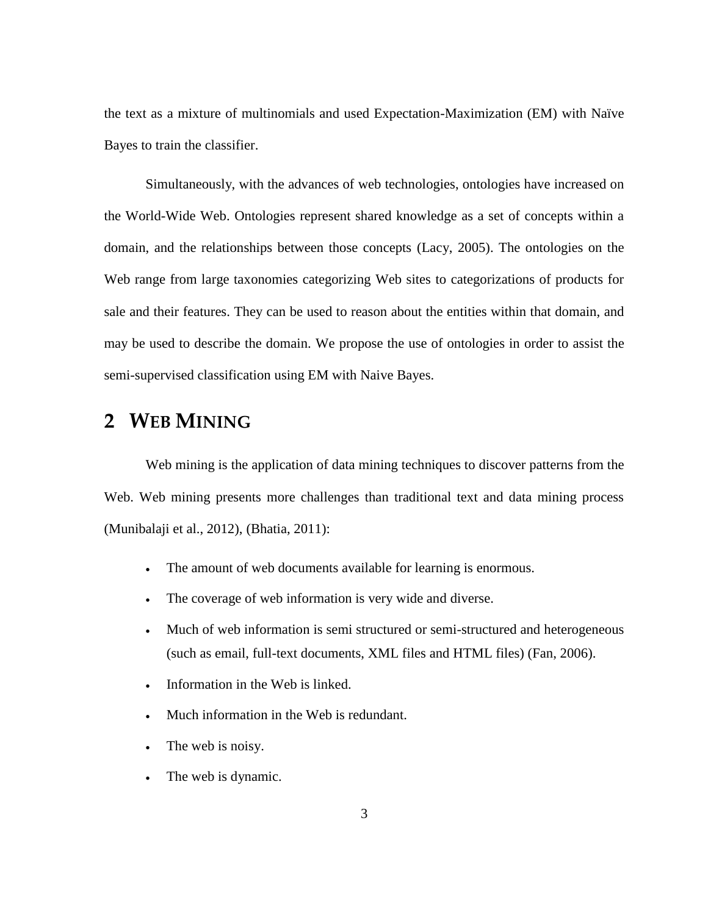the text as a mixture of multinomials and used Expectation-Maximization (EM) with Naïve Bayes to train the classifier.

Simultaneously, with the advances of web technologies, ontologies have increased on the World-Wide Web. Ontologies represent shared knowledge as a set of concepts within a domain, and the relationships between those concepts (Lacy, 2005). The ontologies on the Web range from large taxonomies categorizing Web sites to categorizations of products for sale and their features. They can be used to reason about the entities within that domain, and may be used to describe the domain. We propose the use of ontologies in order to assist the semi-supervised classification using EM with Naive Bayes.

# 2 WEB MINING

Web mining is the application of data mining techniques to discover patterns from the Web. Web mining presents more challenges than traditional text and data mining process (Munibalaji et al., 2012), (Bhatia, 2011):

- The amount of web documents available for learning is enormous.
- The coverage of web information is very wide and diverse.
- Much of web information is semi structured or semi-structured and heterogeneous (such as email, full-text documents, XML files and HTML files) (Fan, 2006).
- Information in the Web is linked.
- Much information in the Web is redundant.
- The web is noisy.
- The web is dynamic.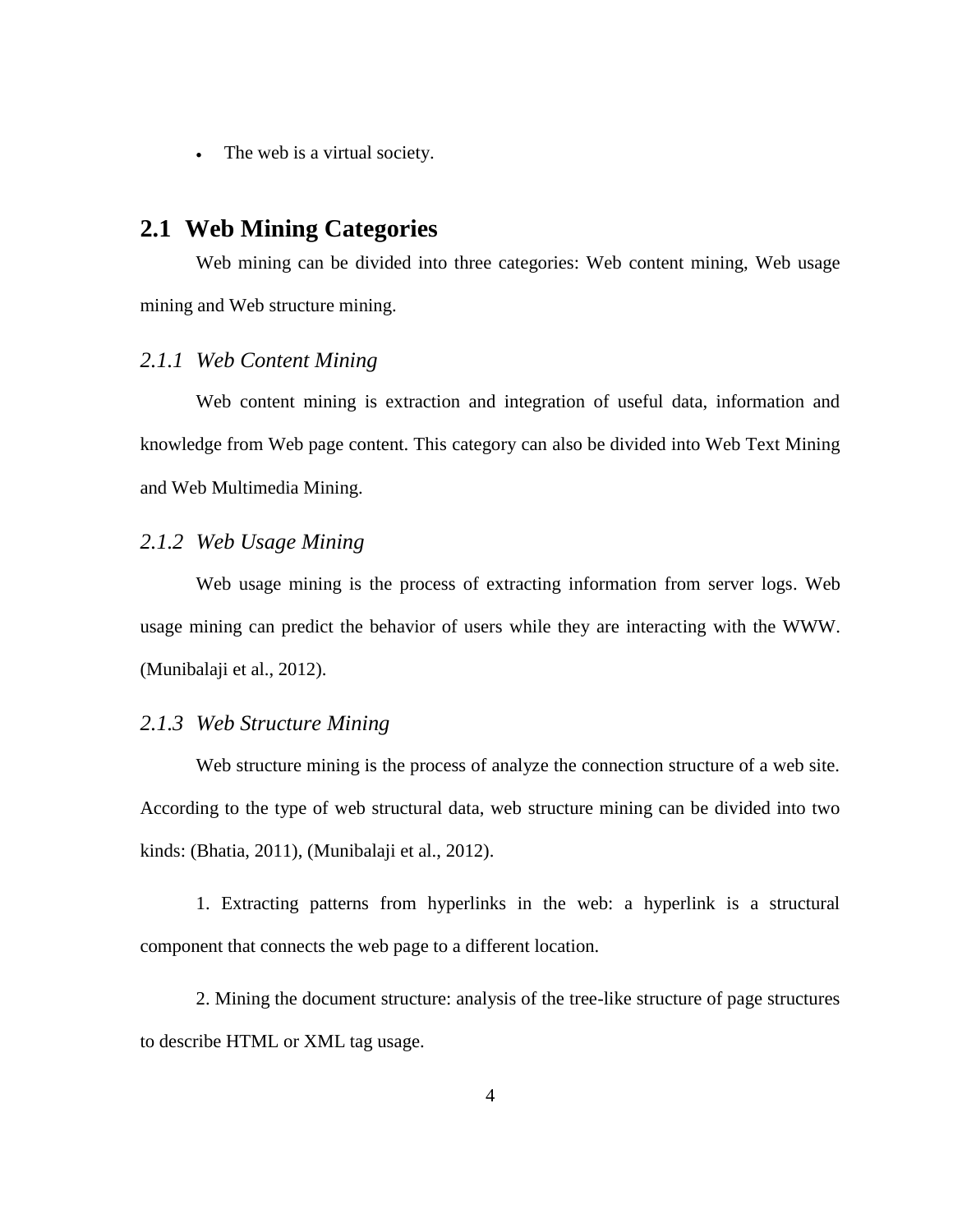- The web is a virtual society.

## 2.1 Web Mining Categories

Web mining can be divided into three categories: Web content mining, Web usage mining and Web structure mining.

### *2.1.1 Web Content Mining*

Web content mining is extraction and integration of useful data, information and knowledge from Web page content. This category can also be divided into Web Text Mining and Web Multimedia Mining.

### *2.1.2 Web Usage Mining*

Web usage mining is the process of extracting information from server logs. Web usage mining can predict the behavior of users while they are interacting with the WWW. (Munibalaji et al., 2012).

### *2.1.3 Web Structure Mining*

Web structure mining is the process of analyze the connection structure of a web site. According to the type of web structural data, web structure mining can be divided into two kinds: (Bhatia, 2011), (Munibalaji et al., 2012).

1. Extracting patterns from hyperlinks in the web: a hyperlink is a structural component that connects the web page to a different location.

2. Mining the document structure: analysis of the tree-like structure of page structures to describe HTML or XML tag usage.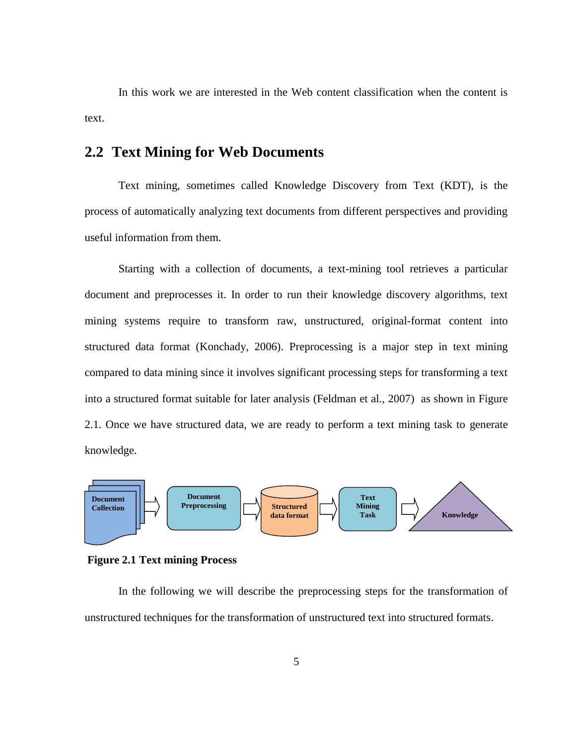In this work we are interested in the Web content classification when the content is text.

## 2.2 Text Mining for Web Documents

Text mining, sometimes called Knowledge Discovery from Text (KDT), is the process of automatically analyzing text documents from different perspectives and providing useful information from them.

Starting with a collection of documents, a text-mining tool retrieves a particular document and preprocesses it. In order to run their knowledge discovery algorithms, text mining systems require to transform raw, unstructured, original-format content into structured data format (Konchady, 2006). Preprocessing is a major step in text mining compared to data mining since it involves significant processing steps for transforming a text into a structured format suitable for later analysis (Feldman et al., 2007) as shown in Figure 2.1. Once we have structured data, we are ready to perform a text mining task to generate knowledge.

Document Collection → Document Preprocessing → Structured data format → Text Mining Task → Knowledge

**Figure 2.1 Text mining Process**

In the following we will describe the preprocessing steps for the transformation of unstructured techniques for the transformation of unstructured text into structured formats.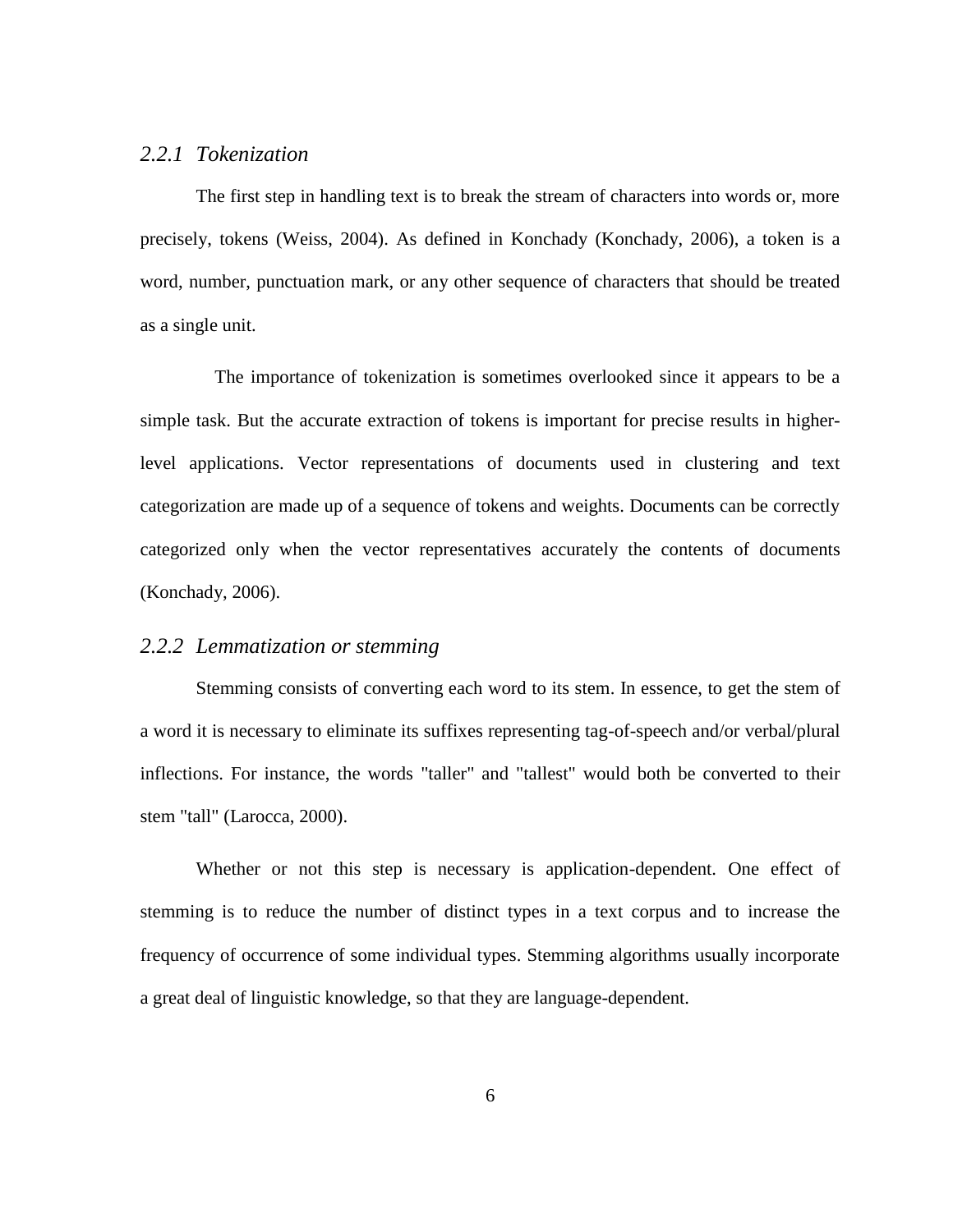### *2.2.1 Tokenization*

The first step in handling text is to break the stream of characters into words or, more precisely, tokens (Weiss, 2004). As defined in Konchady (Konchady, 2006), a token is a word, number, punctuation mark, or any other sequence of characters that should be treated as a single unit.

The importance of tokenization is sometimes overlooked since it appears to be a simple task. But the accurate extraction of tokens is important for precise results in higher-level applications. Vector representations of documents used in clustering and text categorization are made up of a sequence of tokens and weights. Documents can be correctly categorized only when the vector representatives accurately the contents of documents (Konchady, 2006).

### *2.2.2 Lemmatization or stemming*

Stemming consists of converting each word to its stem. In essence, to get the stem of a word it is necessary to eliminate its suffixes representing tag-of-speech and/or verbal/plural inflections. For instance, the words "taller" and "tallest" would both be converted to their stem "tall" (Larocca, 2000).

Whether or not this step is necessary is application-dependent. One effect of stemming is to reduce the number of distinct types in a text corpus and to increase the frequency of occurrence of some individual types. Stemming algorithms usually incorporate a great deal of linguistic knowledge, so that they are language-dependent.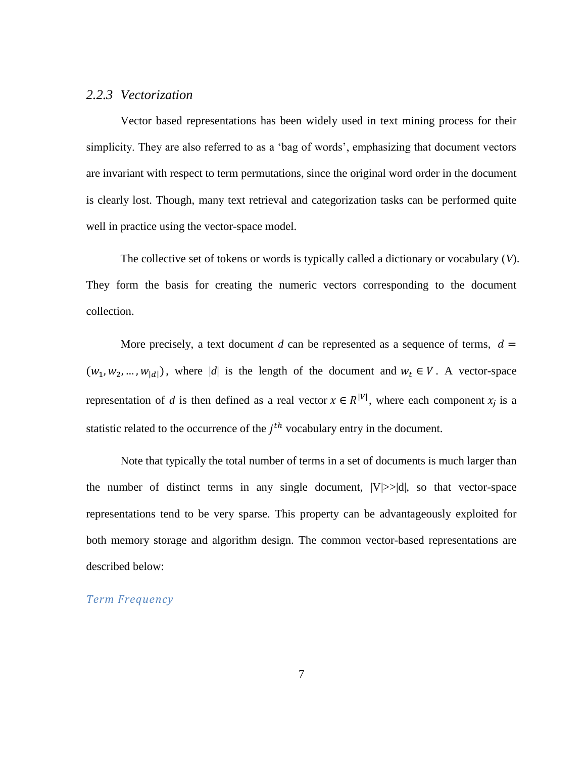### *2.2.3 Vectorization*

Vector based representations has been widely used in text mining process for their simplicity. They are also referred to as a 'bag of words', emphasizing that document vectors are invariant with respect to term permutations, since the original word order in the document is clearly lost. Though, many text retrieval and categorization tasks can be performed quite well in practice using the vector-space model.

The collective set of tokens or words is typically called a dictionary or vocabulary (*V*). They form the basis for creating the numeric vectors corresponding to the document collection.

More precisely, a text document $d$ can be represented as a sequence of terms, $d = (w_1, w_2, \dots, w_{|d|})$, where $|d|$ is the length of the document and $w_t \in V$. A vector-space representation of $d$ is then defined as a real vector $x \in R^{|V|}$, where each component $x_j$ is a statistic related to the occurrence of the $j^{th}$ vocabulary entry in the document.

Note that typically the total number of terms in a set of documents is much larger than the number of distinct terms in any single document, $|V| >> |d|$, so that vector-space representations tend to be very sparse. This property can be advantageously exploited for both memory storage and algorithm design. The common vector-based representations are described below:

*Term Frequency*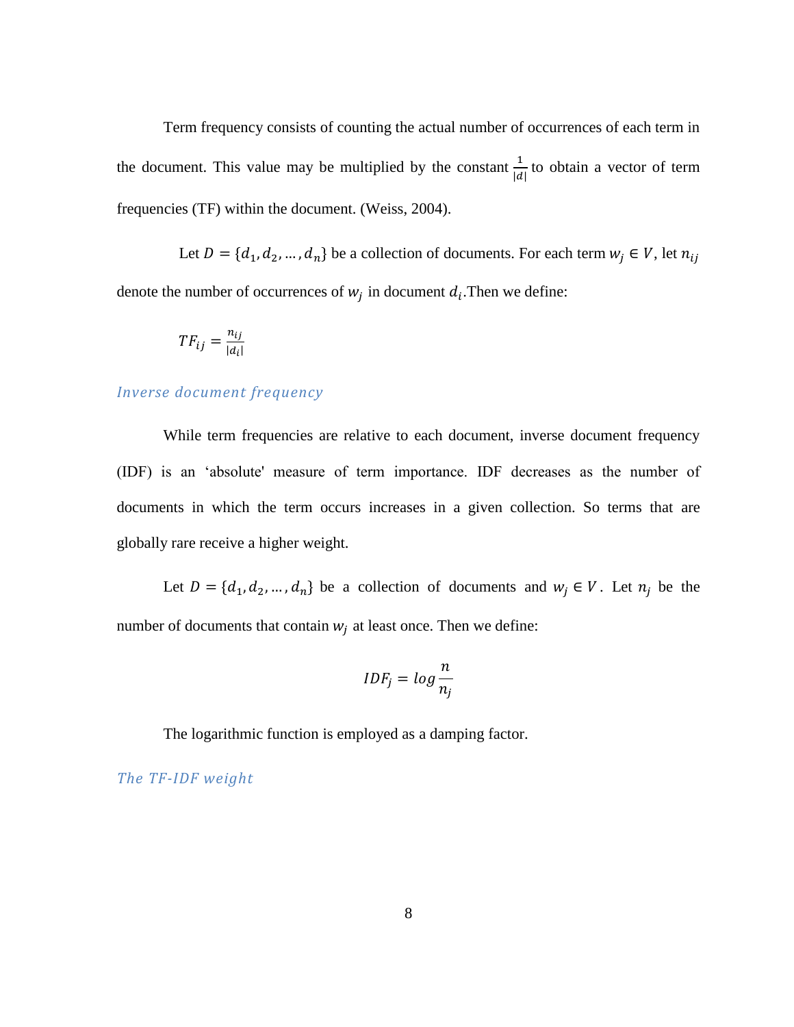Term frequency consists of counting the actual number of occurrences of each term in the document. This value may be multiplied by the constant $\frac{1}{|d|}$ to obtain a vector of term frequencies (TF) within the document. (Weiss, 2004).

Let $D = \{d_1, d_2, \ldots, d_n\}$ be a collection of documents. For each term $w_j \in V$, let $n_{ij}$ denote the number of occurrences of $w_j$ in document $d_i$.Then we define:

$$TF_{ij} = \frac{n_{ij}}{|d_i|}$$

### *Inverse document frequency*

While term frequencies are relative to each document, inverse document frequency (IDF) is an 'absolute' measure of term importance. IDF decreases as the number of documents in which the term occurs increases in a given collection. So terms that are globally rare receive a higher weight.

Let $D = \{d_1, d_2, \ldots, d_n\}$ be a collection of documents and $w_j \in V$. Let $n_j$ be the number of documents that contain $w_j$ at least once. Then we define:

$$IDF_j = log\frac{n}{n_j}$$

The logarithmic function is employed as a damping factor.

### *The TF-IDF weight*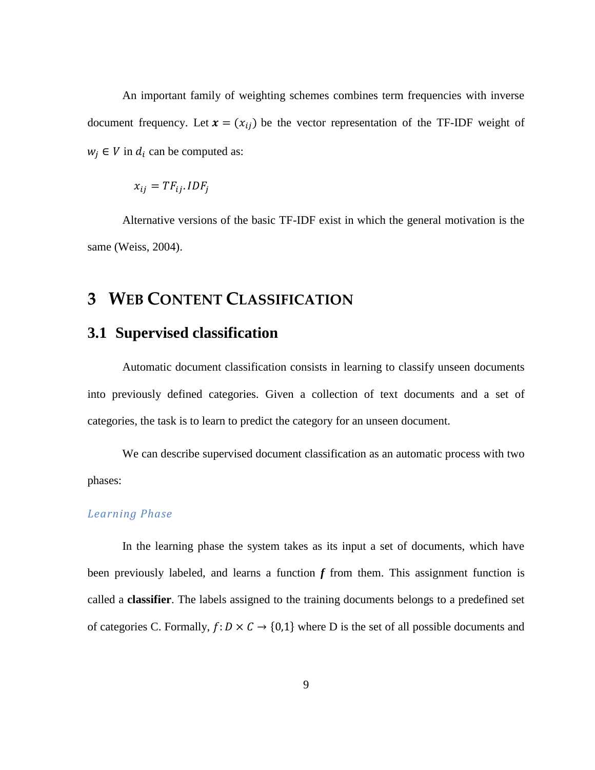An important family of weighting schemes combines term frequencies with inverse document frequency. Let $\boldsymbol{x} = (x_{ij})$ be the vector representation of the TF-IDF weight of $w_j \in V$ in $d_i$ can be computed as:

$$x_{ij} = TF_{ij}.IDF_j$$

Alternative versions of the basic TF-IDF exist in which the general motivation is the same (Weiss, 2004).

# 3 WEB CONTENT CLASSIFICATION

## 3.1 Supervised classification

Automatic document classification consists in learning to classify unseen documents into previously defined categories. Given a collection of text documents and a set of categories, the task is to learn to predict the category for an unseen document.

We can describe supervised document classification as an automatic process with two phases:

### *Learning Phase*

In the learning phase the system takes as its input a set of documents, which have been previously labeled, and learns a function $\boldsymbol{f}$ from them. This assignment function is called a **classifier**. The labels assigned to the training documents belongs to a predefined set of categories C. Formally, $f: D \times C \rightarrow \{0,1\}$ where D is the set of all possible documents and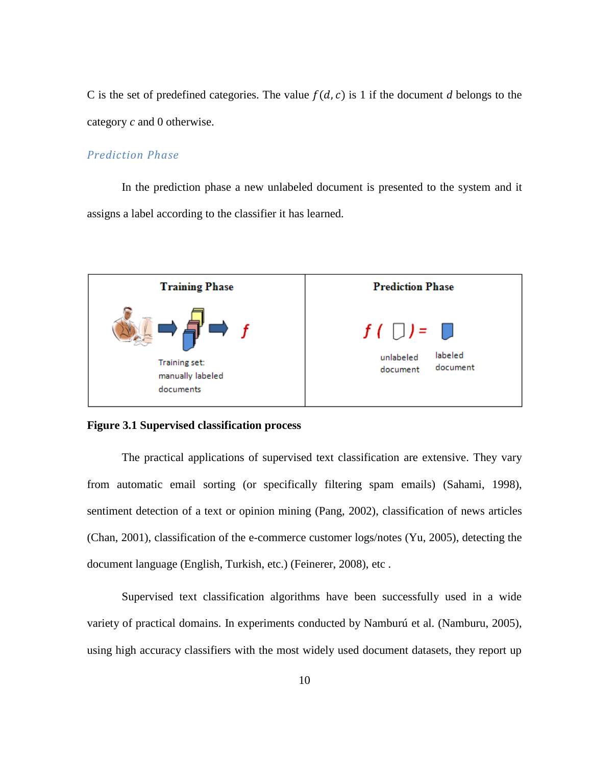C is the set of predefined categories. The value $f(d, c)$ is 1 if the document $d$ belongs to the category $c$ and 0 otherwise.

### *Prediction Phase*

In the prediction phase a new unlabeled document is presented to the system and it assigns a label according to the classifier it has learned.

| Training Phase | Prediction Phase |
| --- | --- |
| $f$ <br> Training set: manually labeled documents | $f(\ ) =$ <br> unlabeled document → labeled document |

**Figure 3.1 Supervised classification process**

The practical applications of supervised text classification are extensive. They vary from automatic email sorting (or specifically filtering spam emails) (Sahami, 1998), sentiment detection of a text or opinion mining (Pang, 2002), classification of news articles (Chan, 2001), classification of the e-commerce customer logs/notes (Yu, 2005), detecting the document language (English, Turkish, etc.) (Feinerer, 2008), etc .

Supervised text classification algorithms have been successfully used in a wide variety of practical domains. In experiments conducted by Namburú et al. (Namburu, 2005), using high accuracy classifiers with the most widely used document datasets, they report up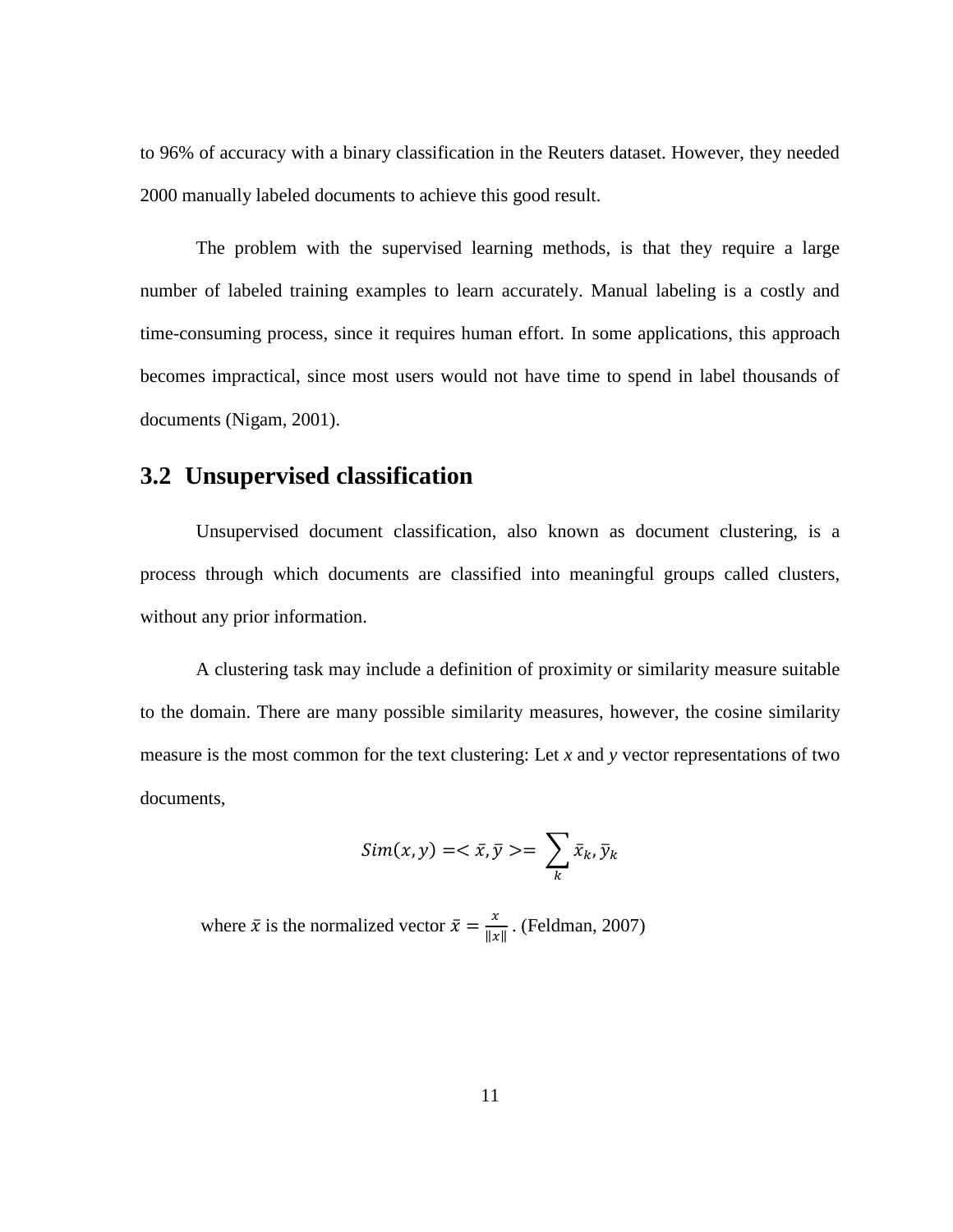to 96% of accuracy with a binary classification in the Reuters dataset. However, they needed 2000 manually labeled documents to achieve this good result.

The problem with the supervised learning methods, is that they require a large number of labeled training examples to learn accurately. Manual labeling is a costly and time-consuming process, since it requires human effort. In some applications, this approach becomes impractical, since most users would not have time to spend in label thousands of documents (Nigam, 2001).

## 3.2 Unsupervised classification

Unsupervised document classification, also known as document clustering, is a process through which documents are classified into meaningful groups called clusters, without any prior information.

A clustering task may include a definition of proximity or similarity measure suitable to the domain. There are many possible similarity measures, however, the cosine similarity measure is the most common for the text clustering: Let *x* and *y* vector representations of two documents,

$$Sim(x, y) = < \bar{x}, \bar{y} > = \sum_k \bar{x}_k, \bar{y}_k$$

where $\bar{x}$ is the normalized vector $\bar{x} = \frac{x}{\|x\|}$. (Feldman, 2007)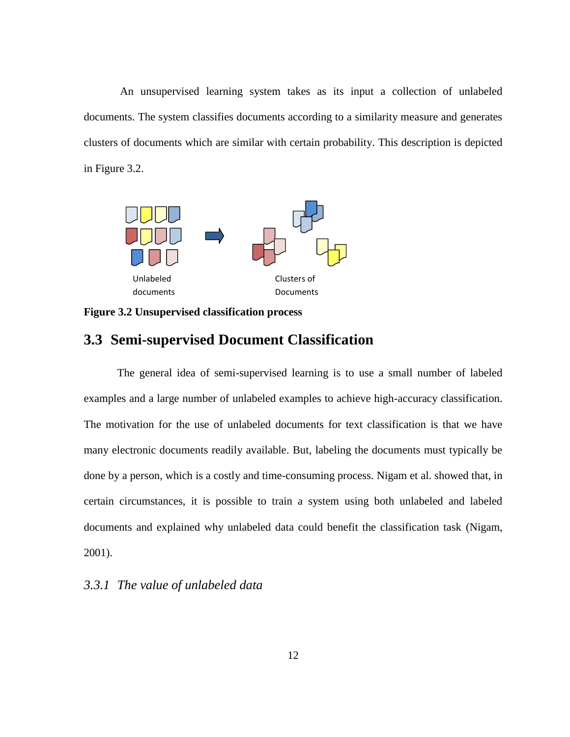An unsupervised learning system takes as its input a collection of unlabeled documents. The system classifies documents according to a similarity measure and generates clusters of documents which are similar with certain probability. This description is depicted in Figure 3.2.

Unlabeled documents

Clusters of Documents

**Figure 3.2 Unsupervised classification process**

## 3.3 Semi-supervised Document Classification

The general idea of semi-supervised learning is to use a small number of labeled examples and a large number of unlabeled examples to achieve high-accuracy classification. The motivation for the use of unlabeled documents for text classification is that we have many electronic documents readily available. But, labeling the documents must typically be done by a person, which is a costly and time-consuming process. Nigam et al. showed that, in certain circumstances, it is possible to train a system using both unlabeled and labeled documents and explained why unlabeled data could benefit the classification task (Nigam, 2001).

### *3.3.1 The value of unlabeled data*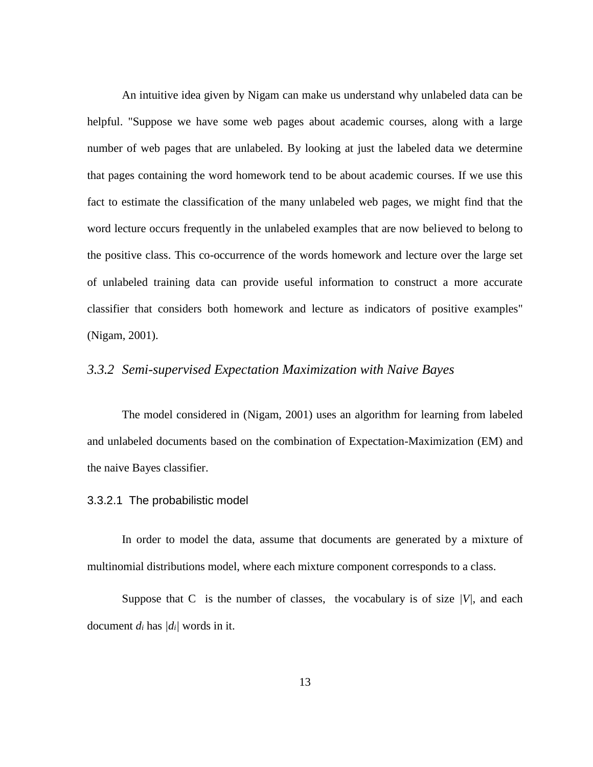An intuitive idea given by Nigam can make us understand why unlabeled data can be helpful. "Suppose we have some web pages about academic courses, along with a large number of web pages that are unlabeled. By looking at just the labeled data we determine that pages containing the word homework tend to be about academic courses. If we use this fact to estimate the classification of the many unlabeled web pages, we might find that the word lecture occurs frequently in the unlabeled examples that are now believed to belong to the positive class. This co-occurrence of the words homework and lecture over the large set of unlabeled training data can provide useful information to construct a more accurate classifier that considers both homework and lecture as indicators of positive examples" (Nigam, 2001).

### *3.3.2 Semi-supervised Expectation Maximization with Naive Bayes*

The model considered in (Nigam, 2001) uses an algorithm for learning from labeled and unlabeled documents based on the combination of Expectation-Maximization (EM) and the naive Bayes classifier.

#### 3.3.2.1 The probabilistic model

In order to model the data, assume that documents are generated by a mixture of multinomial distributions model, where each mixture component corresponds to a class.

Suppose that C is the number of classes, the vocabulary is of size $|V|$, and each document $d_i$ has $|d_i|$ words in it.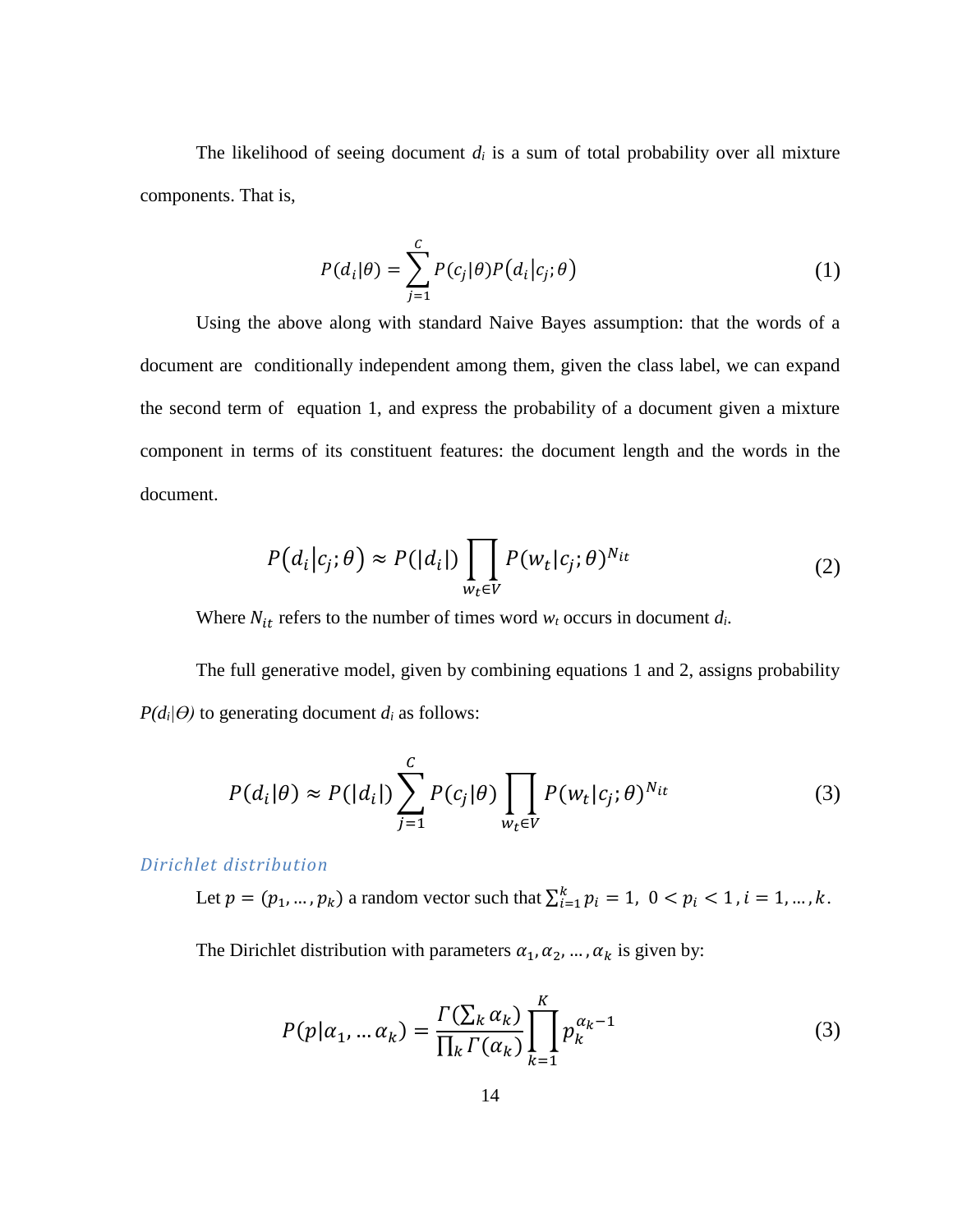The likelihood of seeing document $d_i$ is a sum of total probability over all mixture components. That is,

$$P(d_i|\theta) = \sum_{j=1}^{C} P(c_j|\theta) P\left(d_i \middle| c_j; \theta\right) \tag{1}$$

Using the above along with standard Naive Bayes assumption: that the words of a document are conditionally independent among them, given the class label, we can expand the second term of equation 1, and express the probability of a document given a mixture component in terms of its constituent features: the document length and the words in the document.

$$P\left(d_i \middle| c_j; \theta\right) \approx P(|d_i|) \prod_{w_t \in V} P(w_t|c_j; \theta)^{N_{it}} \tag{2}$$

Where $N_{it}$ refers to the number of times word $w_t$ occurs in document $d_i$.

The full generative model, given by combining equations 1 and 2, assigns probability $P(d_i|\Theta)$ to generating document $d_i$ as follows:

$$P(d_i|\theta) \approx P(|d_i|) \sum_{j=1}^{C} P(c_j|\theta) \prod_{w_t \in V} P(w_t|c_j; \theta)^{N_{it}} \tag{3}$$

### *Dirichlet distribution*

Let $p = (p_1, \ldots, p_k)$ a random vector such that $\sum_{i=1}^{k} p_i = 1,\ 0 < p_i < 1, i = 1, \ldots, k$.

The Dirichlet distribution with parameters $\alpha_1, \alpha_2, \ldots, \alpha_k$ is given by:

$$P(p|\alpha_1, \ldots \alpha_k) = \frac{\Gamma\left(\sum_k \alpha_k\right)}{\prod_k \Gamma(\alpha_k)} \prod_{k=1}^{K} p_k^{\alpha_k - 1} \tag{3}$$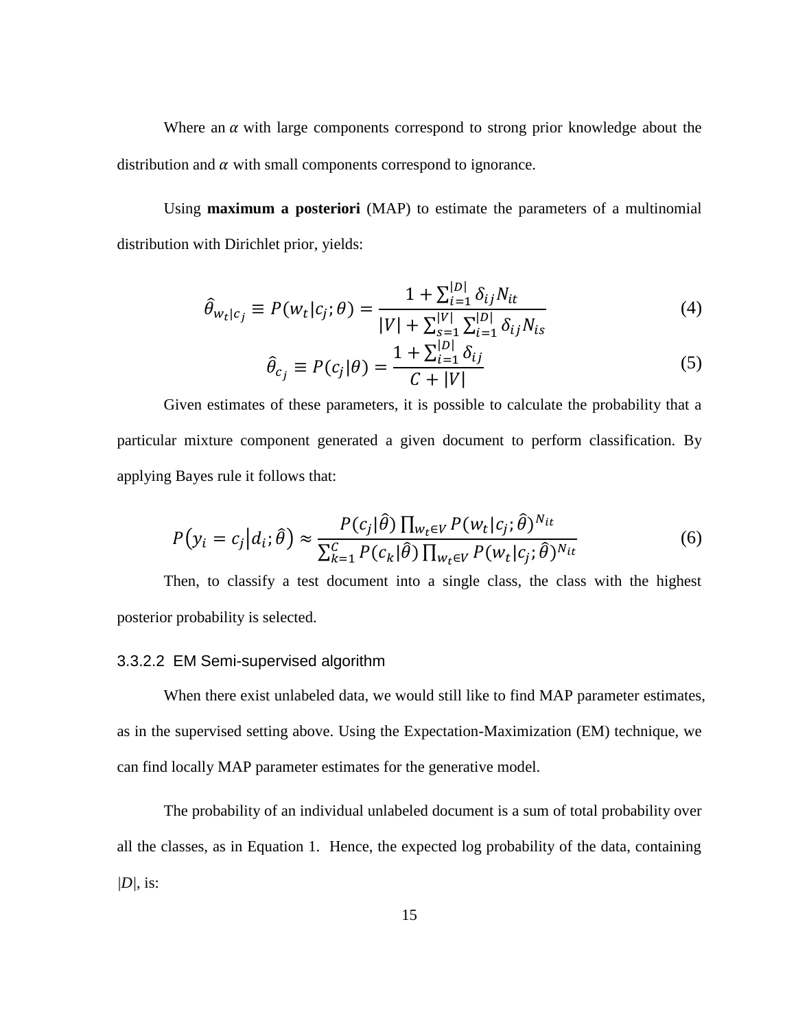Where an $\alpha$ with large components correspond to strong prior knowledge about the distribution and $\alpha$ with small components correspond to ignorance.

Using **maximum a posteriori** (MAP) to estimate the parameters of a multinomial distribution with Dirichlet prior, yields:

$$\hat{\theta}_{w_t|c_j} \equiv P(w_t|c_j;\theta) = \frac{1 + \sum_{i=1}^{|D|} \delta_{ij} N_{it}}{|V| + \sum_{s=1}^{|V|} \sum_{i=1}^{|D|} \delta_{ij} N_{is}} \tag{4}$$

$$\hat{\theta}_{c_j} \equiv P(c_j|\theta) = \frac{1 + \sum_{i=1}^{|D|} \delta_{ij}}{C + |V|} \tag{5}$$

Given estimates of these parameters, it is possible to calculate the probability that a particular mixture component generated a given document to perform classification. By applying Bayes rule it follows that:

$$P\left(y_i = c_j \middle| d_i; \hat{\theta}\right) \approx \frac{P(c_j|\hat{\theta}) \prod_{w_t \in V} P(w_t|c_j;\hat{\theta})^{N_{it}}}{\sum_{k=1}^{C} P(c_k|\hat{\theta}) \prod_{w_t \in V} P(w_t|c_j;\hat{\theta})^{N_{it}}} \tag{6}$$

Then, to classify a test document into a single class, the class with the highest posterior probability is selected.

#### 3.3.2.2 EM Semi-supervised algorithm

When there exist unlabeled data, we would still like to find MAP parameter estimates, as in the supervised setting above. Using the Expectation-Maximization (EM) technique, we can find locally MAP parameter estimates for the generative model.

The probability of an individual unlabeled document is a sum of total probability over all the classes, as in Equation 1. Hence, the expected log probability of the data, containing $|D|$, is: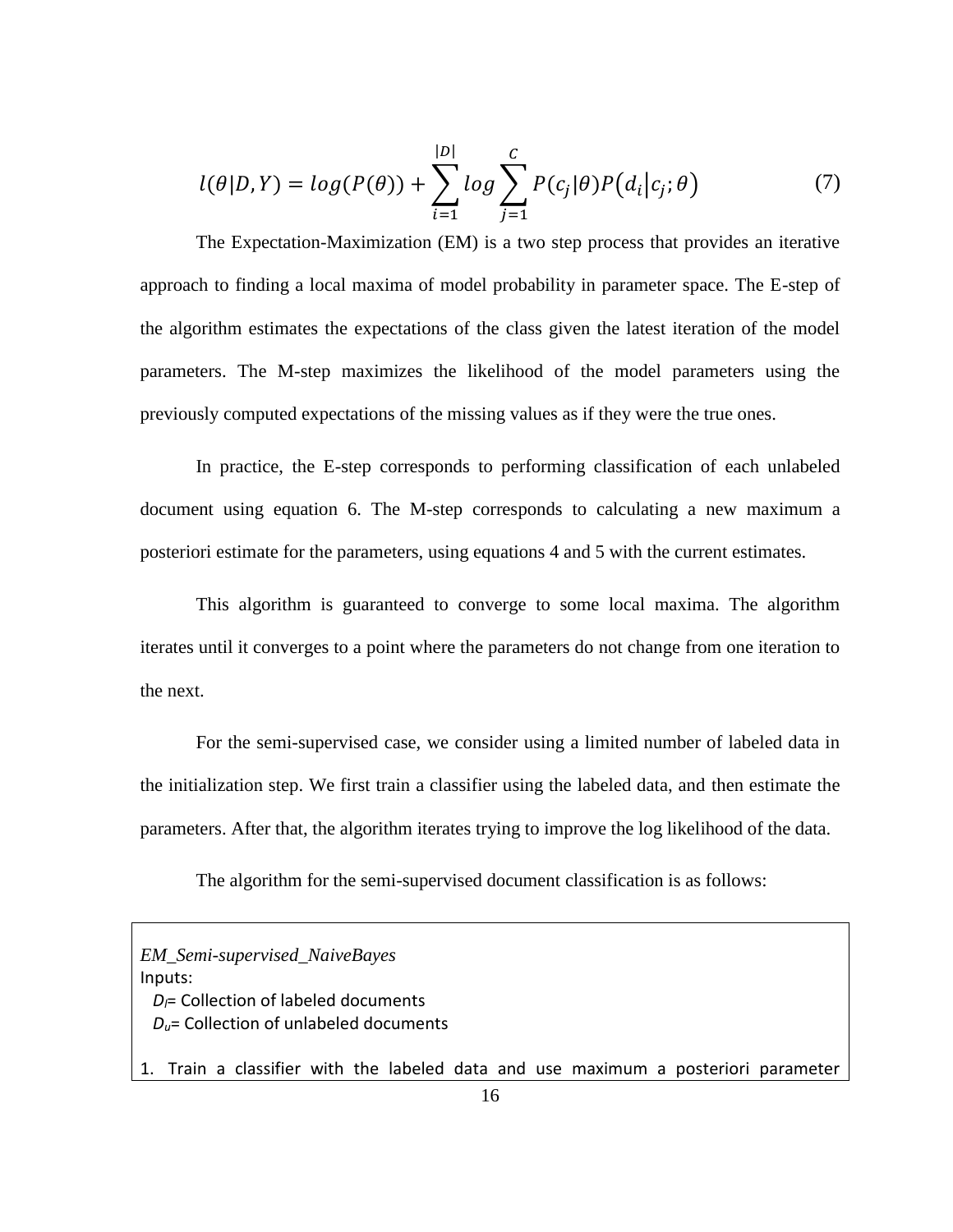$$l(\theta|D,Y) = log(P(\theta)) + \sum_{i=1}^{|D|} log \sum_{j=1}^{C} P(c_j|\theta)P(d_i|c_j;\theta) \tag{7}$$

The Expectation-Maximization (EM) is a two step process that provides an iterative approach to finding a local maxima of model probability in parameter space. The E-step of the algorithm estimates the expectations of the class given the latest iteration of the model parameters. The M-step maximizes the likelihood of the model parameters using the previously computed expectations of the missing values as if they were the true ones.

In practice, the E-step corresponds to performing classification of each unlabeled document using equation 6. The M-step corresponds to calculating a new maximum a posteriori estimate for the parameters, using equations 4 and 5 with the current estimates.

This algorithm is guaranteed to converge to some local maxima. The algorithm iterates until it converges to a point where the parameters do not change from one iteration to the next.

For the semi-supervised case, we consider using a limited number of labeled data in the initialization step. We first train a classifier using the labeled data, and then estimate the parameters. After that, the algorithm iterates trying to improve the log likelihood of the data.

The algorithm for the semi-supervised document classification is as follows:

*EM_Semi-supervised_NaiveBayes*
Inputs:
  $D_l$= Collection of labeled documents
  $D_u$= Collection of unlabeled documents

1. Train a classifier with the labeled data and use maximum a posteriori parameter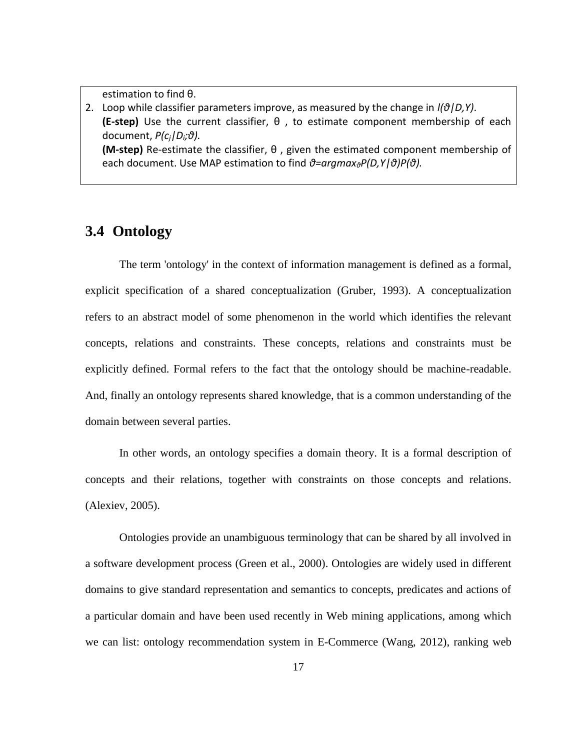estimation to find θ.

2. Loop while classifier parameters improve, as measured by the change in $l(\vartheta|D,Y)$.
   **(E-step)** Use the current classifier, θ , to estimate component membership of each document, $P(c_j|D_i;\vartheta)$.
   **(M-step)** Re-estimate the classifier, θ , given the estimated component membership of each document. Use MAP estimation to find $\vartheta=argmax_{\vartheta}P(D,Y|\vartheta)P(\vartheta)$.

## 3.4 Ontology

The term 'ontology' in the context of information management is defined as a formal, explicit specification of a shared conceptualization (Gruber, 1993). A conceptualization refers to an abstract model of some phenomenon in the world which identifies the relevant concepts, relations and constraints. These concepts, relations and constraints must be explicitly defined. Formal refers to the fact that the ontology should be machine-readable. And, finally an ontology represents shared knowledge, that is a common understanding of the domain between several parties.

In other words, an ontology specifies a domain theory. It is a formal description of concepts and their relations, together with constraints on those concepts and relations. (Alexiev, 2005).

Ontologies provide an unambiguous terminology that can be shared by all involved in a software development process (Green et al., 2000). Ontologies are widely used in different domains to give standard representation and semantics to concepts, predicates and actions of a particular domain and have been used recently in Web mining applications, among which we can list: ontology recommendation system in E-Commerce (Wang, 2012), ranking web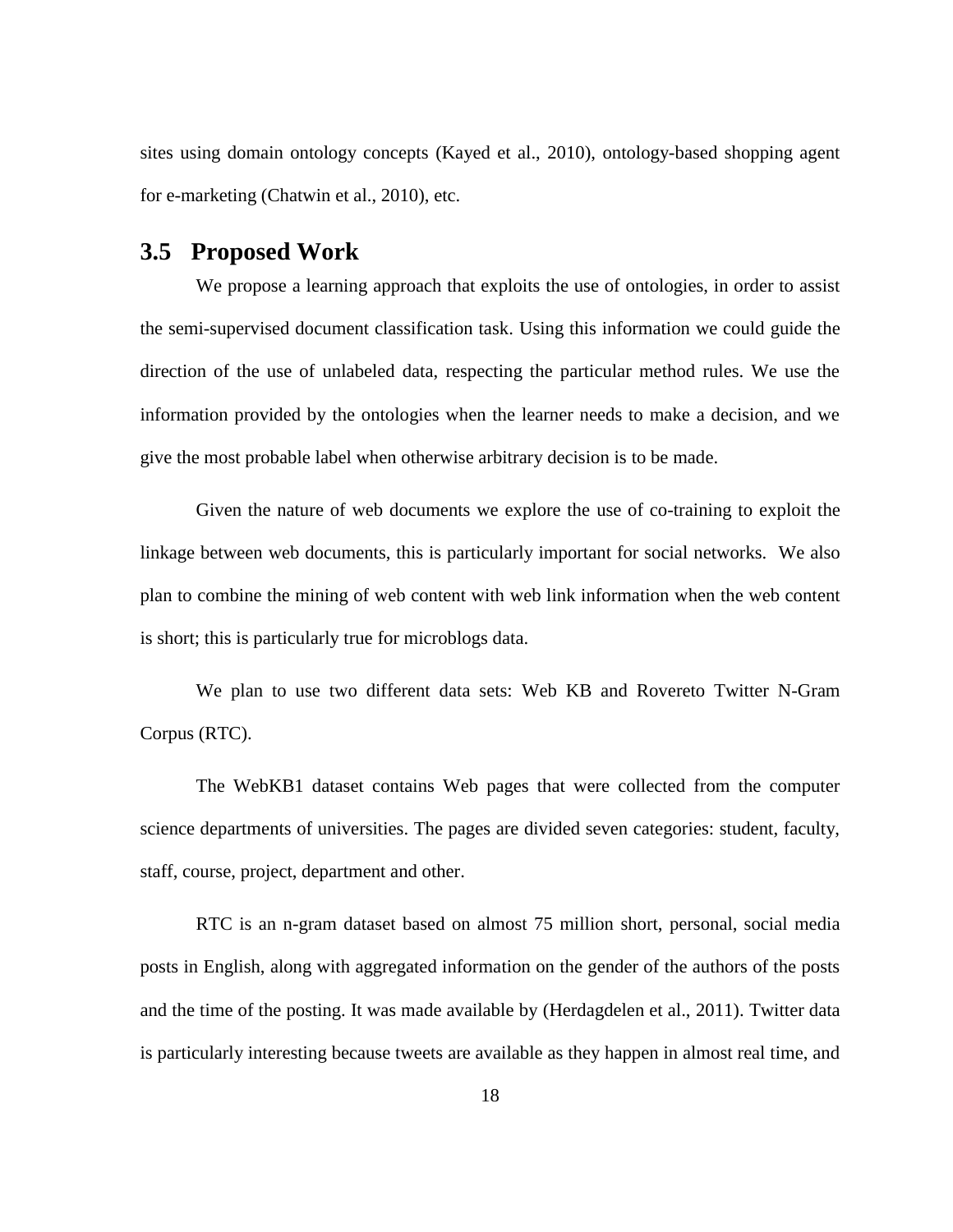sites using domain ontology concepts (Kayed et al., 2010), ontology-based shopping agent for e-marketing (Chatwin et al., 2010), etc.

## 3.5 Proposed Work

We propose a learning approach that exploits the use of ontologies, in order to assist the semi-supervised document classification task. Using this information we could guide the direction of the use of unlabeled data, respecting the particular method rules. We use the information provided by the ontologies when the learner needs to make a decision, and we give the most probable label when otherwise arbitrary decision is to be made.

Given the nature of web documents we explore the use of co-training to exploit the linkage between web documents, this is particularly important for social networks. We also plan to combine the mining of web content with web link information when the web content is short; this is particularly true for microblogs data.

We plan to use two different data sets: Web KB and Rovereto Twitter N-Gram Corpus (RTC).

The WebKB1 dataset contains Web pages that were collected from the computer science departments of universities. The pages are divided seven categories: student, faculty, staff, course, project, department and other.

RTC is an n-gram dataset based on almost 75 million short, personal, social media posts in English, along with aggregated information on the gender of the authors of the posts and the time of the posting. It was made available by (Herdagdelen et al., 2011). Twitter data is particularly interesting because tweets are available as they happen in almost real time, and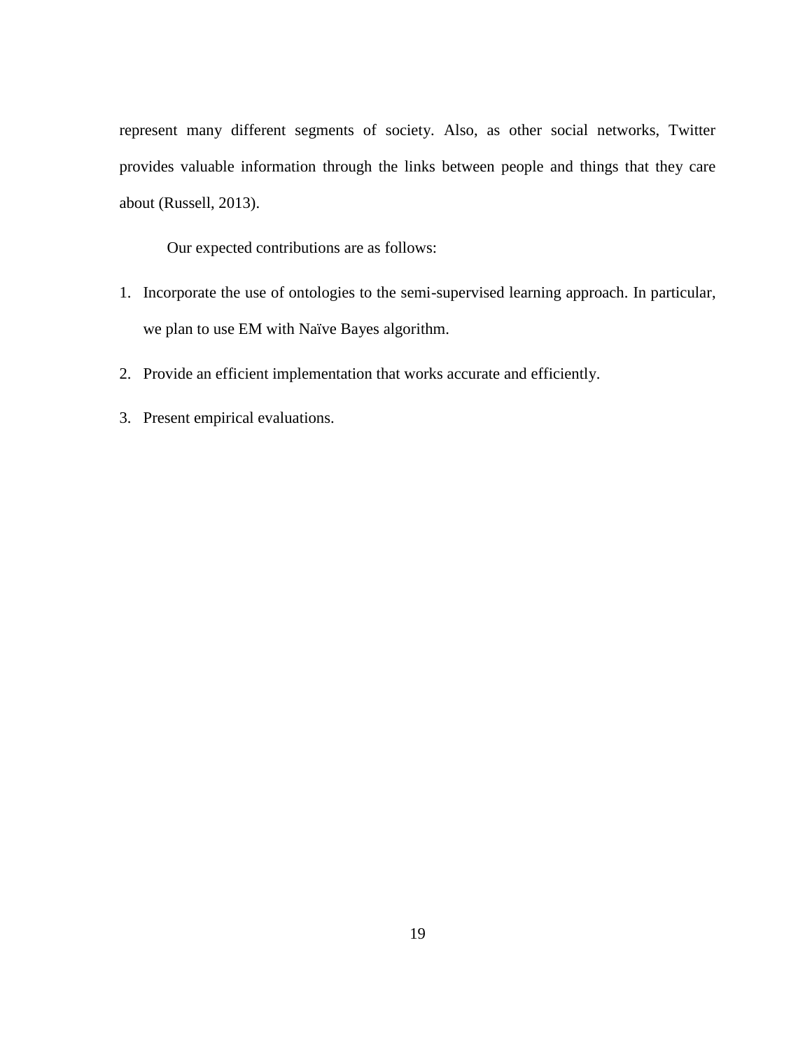represent many different segments of society. Also, as other social networks, Twitter provides valuable information through the links between people and things that they care about (Russell, 2013).

Our expected contributions are as follows:

1. Incorporate the use of ontologies to the semi-supervised learning approach. In particular, we plan to use EM with Naïve Bayes algorithm.
2. Provide an efficient implementation that works accurate and efficiently.
3. Present empirical evaluations.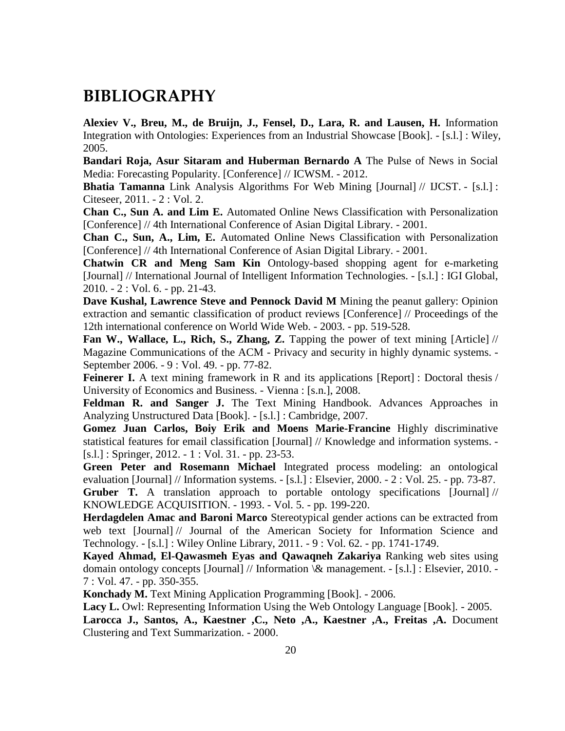# BIBLIOGRAPHY

**Alexiev V., Breu, M., de Bruijn, J., Fensel, D., Lara, R. and Lausen, H.** Information Integration with Ontologies: Experiences from an Industrial Showcase [Book]. - [s.l.] : Wiley, 2005.

**Bandari Roja, Asur Sitaram and Huberman Bernardo A** The Pulse of News in Social Media: Forecasting Popularity. [Conference] // ICWSM. - 2012.

**Bhatia Tamanna** Link Analysis Algorithms For Web Mining [Journal] // IJCST. - [s.l.] : Citeseer, 2011. - 2 : Vol. 2.

**Chan C., Sun A. and Lim E.** Automated Online News Classification with Personalization [Conference] // 4th International Conference of Asian Digital Library. - 2001.

**Chan C., Sun, A., Lim, E.** Automated Online News Classification with Personalization [Conference] // 4th International Conference of Asian Digital Library. - 2001.

**Chatwin CR and Meng Sam Kin** Ontology-based shopping agent for e-marketing [Journal] // International Journal of Intelligent Information Technologies. - [s.l.] : IGI Global, 2010. - 2 : Vol. 6. - pp. 21-43.

**Dave Kushal, Lawrence Steve and Pennock David M** Mining the peanut gallery: Opinion extraction and semantic classification of product reviews [Conference] // Proceedings of the 12th international conference on World Wide Web. - 2003. - pp. 519-528.

**Fan W., Wallace, L., Rich, S., Zhang, Z.** Tapping the power of text mining [Article] // Magazine Communications of the ACM - Privacy and security in highly dynamic systems. - September 2006. - 9 : Vol. 49. - pp. 77-82.

**Feinerer I.** A text mining framework in R and its applications [Report] : Doctoral thesis / University of Economics and Business. - Vienna : [s.n.], 2008.

**Feldman R. and Sanger J.** The Text Mining Handbook. Advances Approaches in Analyzing Unstructured Data [Book]. - [s.l.] : Cambridge, 2007.

**Gomez Juan Carlos, Boiy Erik and Moens Marie-Francine** Highly discriminative statistical features for email classification [Journal] // Knowledge and information systems. - [s.l.] : Springer, 2012. - 1 : Vol. 31. - pp. 23-53.

**Green Peter and Rosemann Michael** Integrated process modeling: an ontological evaluation [Journal] // Information systems. - [s.l.] : Elsevier, 2000. - 2 : Vol. 25. - pp. 73-87.

**Gruber T.** A translation approach to portable ontology specifications [Journal] // KNOWLEDGE ACQUISITION. - 1993. - Vol. 5. - pp. 199-220.

**Herdagdelen Amac and Baroni Marco** Stereotypical gender actions can be extracted from web text [Journal] // Journal of the American Society for Information Science and Technology. - [s.l.] : Wiley Online Library, 2011. - 9 : Vol. 62. - pp. 1741-1749.

**Kayed Ahmad, El-Qawasmeh Eyas and Qawaqneh Zakariya** Ranking web sites using domain ontology concepts [Journal] // Information \& management. - [s.l.] : Elsevier, 2010. - 7 : Vol. 47. - pp. 350-355.

**Konchady M.** Text Mining Application Programming [Book]. - 2006.

**Lacy L.** Owl: Representing Information Using the Web Ontology Language [Book]. - 2005.

**Larocca J., Santos, A., Kaestner ,C., Neto ,A., Kaestner ,A., Freitas ,A.** Document Clustering and Text Summarization. - 2000.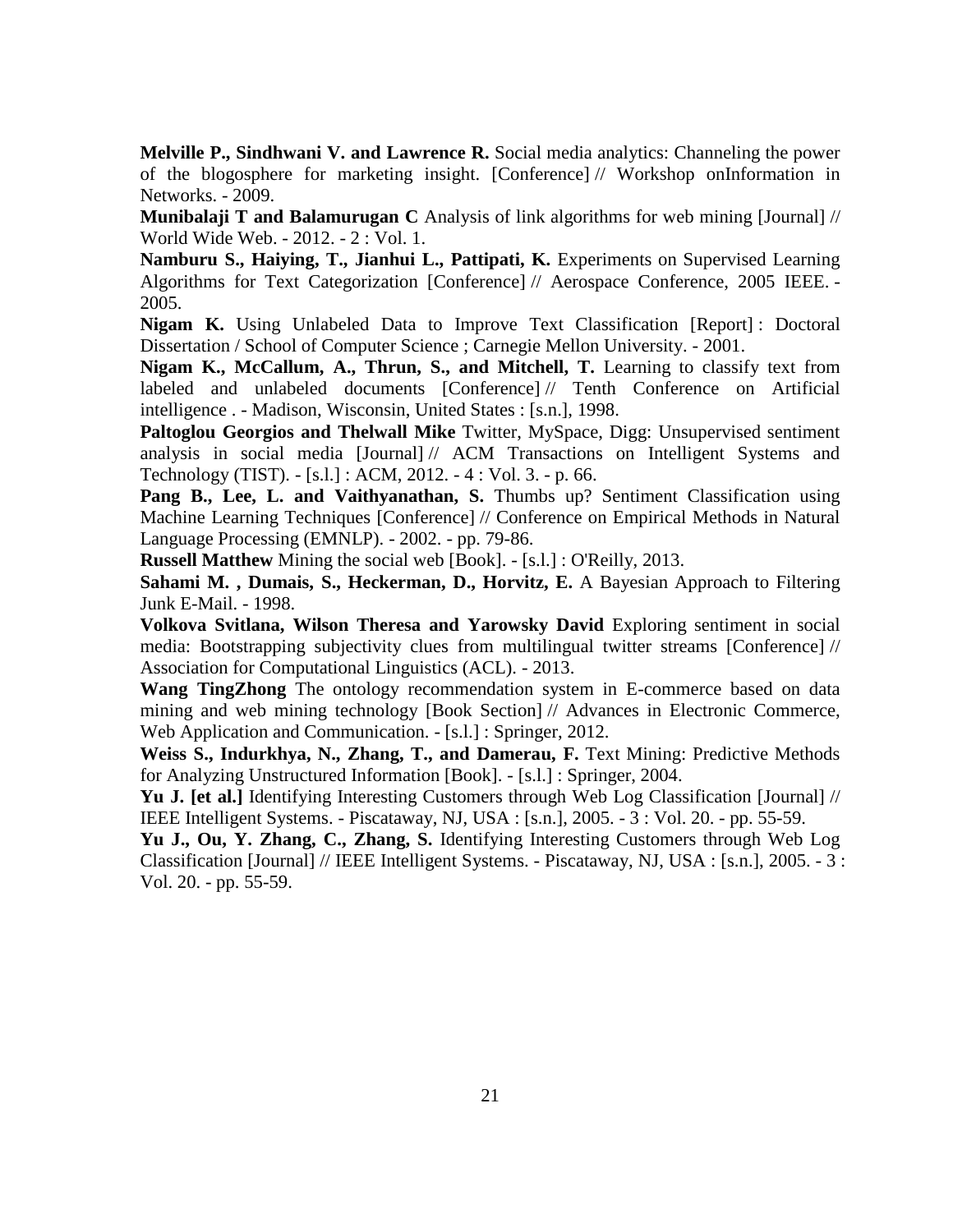**Melville P., Sindhwani V. and Lawrence R.** Social media analytics: Channeling the power of the blogosphere for marketing insight. [Conference] // Workshop onInformation in Networks. - 2009.

**Munibalaji T and Balamurugan C** Analysis of link algorithms for web mining [Journal] // World Wide Web. - 2012. - 2 : Vol. 1.

**Namburu S., Haiying, T., Jianhui L., Pattipati, K.** Experiments on Supervised Learning Algorithms for Text Categorization [Conference] // Aerospace Conference, 2005 IEEE. - 2005.

**Nigam K.** Using Unlabeled Data to Improve Text Classification [Report] : Doctoral Dissertation / School of Computer Science ; Carnegie Mellon University. - 2001.

**Nigam K., McCallum, A., Thrun, S., and Mitchell, T.** Learning to classify text from labeled and unlabeled documents [Conference] // Tenth Conference on Artificial intelligence . - Madison, Wisconsin, United States : [s.n.], 1998.

**Paltoglou Georgios and Thelwall Mike** Twitter, MySpace, Digg: Unsupervised sentiment analysis in social media [Journal] // ACM Transactions on Intelligent Systems and Technology (TIST). - [s.l.] : ACM, 2012. - 4 : Vol. 3. - p. 66.

**Pang B., Lee, L. and Vaithyanathan, S.** Thumbs up? Sentiment Classification using Machine Learning Techniques [Conference] // Conference on Empirical Methods in Natural Language Processing (EMNLP). - 2002. - pp. 79-86.

**Russell Matthew** Mining the social web [Book]. - [s.l.] : O'Reilly, 2013.

**Sahami M. , Dumais, S., Heckerman, D., Horvitz, E.** A Bayesian Approach to Filtering Junk E-Mail. - 1998.

**Volkova Svitlana, Wilson Theresa and Yarowsky David** Exploring sentiment in social media: Bootstrapping subjectivity clues from multilingual twitter streams [Conference] // Association for Computational Linguistics (ACL). - 2013.

**Wang TingZhong** The ontology recommendation system in E-commerce based on data mining and web mining technology [Book Section] // Advances in Electronic Commerce, Web Application and Communication. - [s.l.] : Springer, 2012.

**Weiss S., Indurkhya, N., Zhang, T., and Damerau, F.** Text Mining: Predictive Methods for Analyzing Unstructured Information [Book]. - [s.l.] : Springer, 2004.

**Yu J. [et al.]** Identifying Interesting Customers through Web Log Classification [Journal] // IEEE Intelligent Systems. - Piscataway, NJ, USA : [s.n.], 2005. - 3 : Vol. 20. - pp. 55-59.

**Yu J., Ou, Y. Zhang, C., Zhang, S.** Identifying Interesting Customers through Web Log Classification [Journal] // IEEE Intelligent Systems. - Piscataway, NJ, USA : [s.n.], 2005. - 3 : Vol. 20. - pp. 55-59.